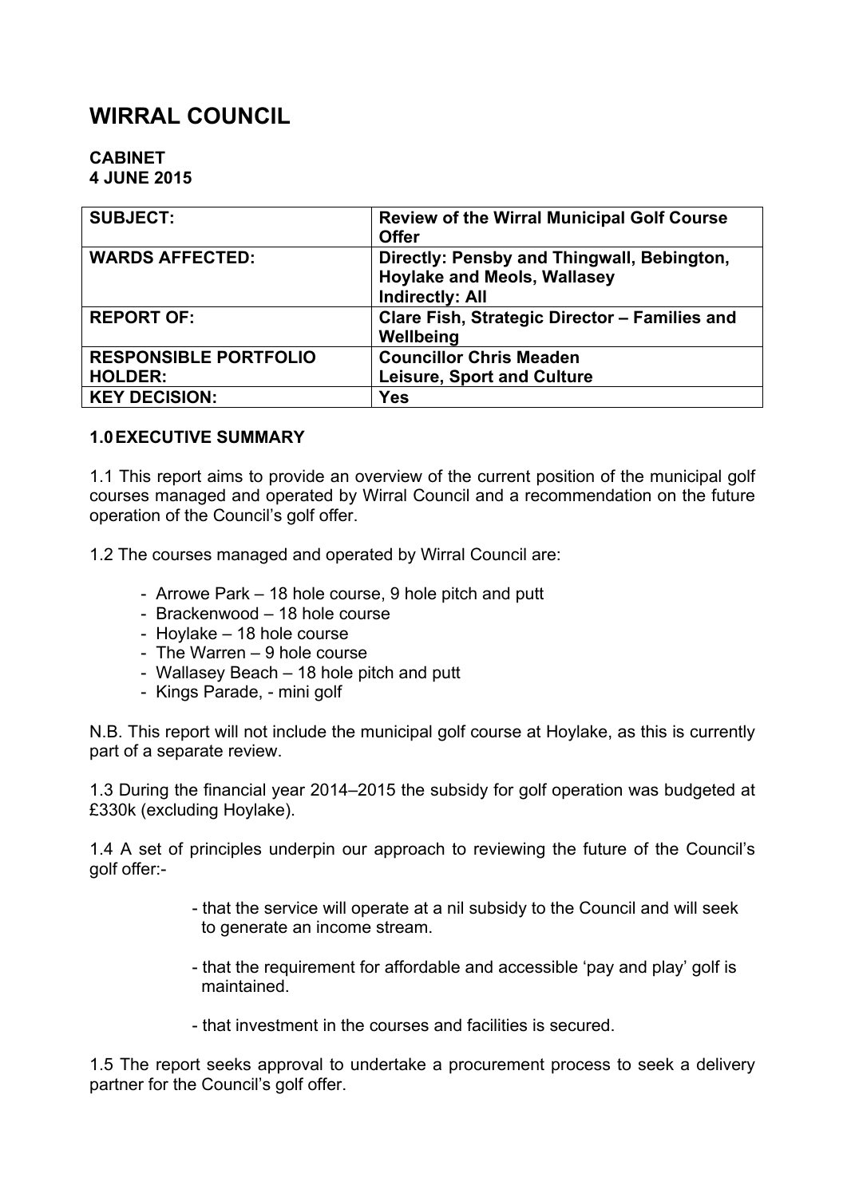# WIRRAL COUNCIL

**CABINET**
**4 JUNE 2015**

| | |
|---|---|
| **SUBJECT:** | **Review of the Wirral Municipal Golf Course Offer** |
| **WARDS AFFECTED:** | **Directly: Pensby and Thingwall, Bebington, Hoylake and Meols, Wallasey**<br>**Indirectly: All** |
| **REPORT OF:** | **Clare Fish, Strategic Director – Families and Wellbeing** |
| **RESPONSIBLE PORTFOLIO HOLDER:** | **Councillor Chris Meaden**<br>**Leisure, Sport and Culture** |
| **KEY DECISION:** | **Yes** |

**1.0 EXECUTIVE SUMMARY**

1.1 This report aims to provide an overview of the current position of the municipal golf courses managed and operated by Wirral Council and a recommendation on the future operation of the Council's golf offer.

1.2 The courses managed and operated by Wirral Council are:

- Arrowe Park – 18 hole course, 9 hole pitch and putt
- Brackenwood – 18 hole course
- Hoylake – 18 hole course
- The Warren – 9 hole course
- Wallasey Beach – 18 hole pitch and putt
- Kings Parade, - mini golf

N.B. This report will not include the municipal golf course at Hoylake, as this is currently part of a separate review.

1.3 During the financial year 2014–2015 the subsidy for golf operation was budgeted at £330k (excluding Hoylake).

1.4 A set of principles underpin our approach to reviewing the future of the Council's golf offer:-

- that the service will operate at a nil subsidy to the Council and will seek to generate an income stream.
- that the requirement for affordable and accessible 'pay and play' golf is maintained.
- that investment in the courses and facilities is secured.

1.5 The report seeks approval to undertake a procurement process to seek a delivery partner for the Council's golf offer.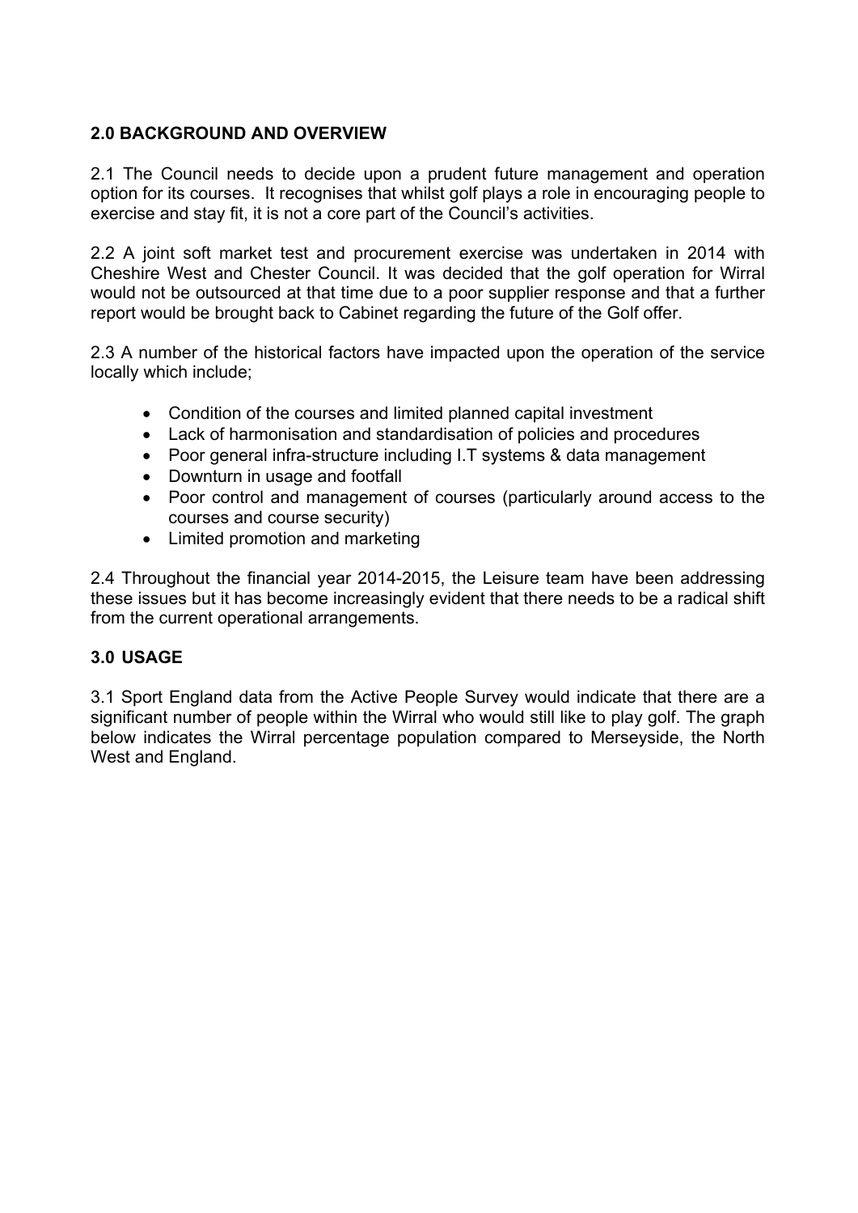## 2.0 BACKGROUND AND OVERVIEW

2.1 The Council needs to decide upon a prudent future management and operation option for its courses. It recognises that whilst golf plays a role in encouraging people to exercise and stay fit, it is not a core part of the Council's activities.

2.2 A joint soft market test and procurement exercise was undertaken in 2014 with Cheshire West and Chester Council. It was decided that the golf operation for Wirral would not be outsourced at that time due to a poor supplier response and that a further report would be brought back to Cabinet regarding the future of the Golf offer.

2.3 A number of the historical factors have impacted upon the operation of the service locally which include;

- Condition of the courses and limited planned capital investment
- Lack of harmonisation and standardisation of policies and procedures
- Poor general infra-structure including I.T systems & data management
- Downturn in usage and footfall
- Poor control and management of courses (particularly around access to the courses and course security)
- Limited promotion and marketing

2.4 Throughout the financial year 2014-2015, the Leisure team have been addressing these issues but it has become increasingly evident that there needs to be a radical shift from the current operational arrangements.

## 3.0 USAGE

3.1 Sport England data from the Active People Survey would indicate that there are a significant number of people within the Wirral who would still like to play golf. The graph below indicates the Wirral percentage population compared to Merseyside, the North West and England.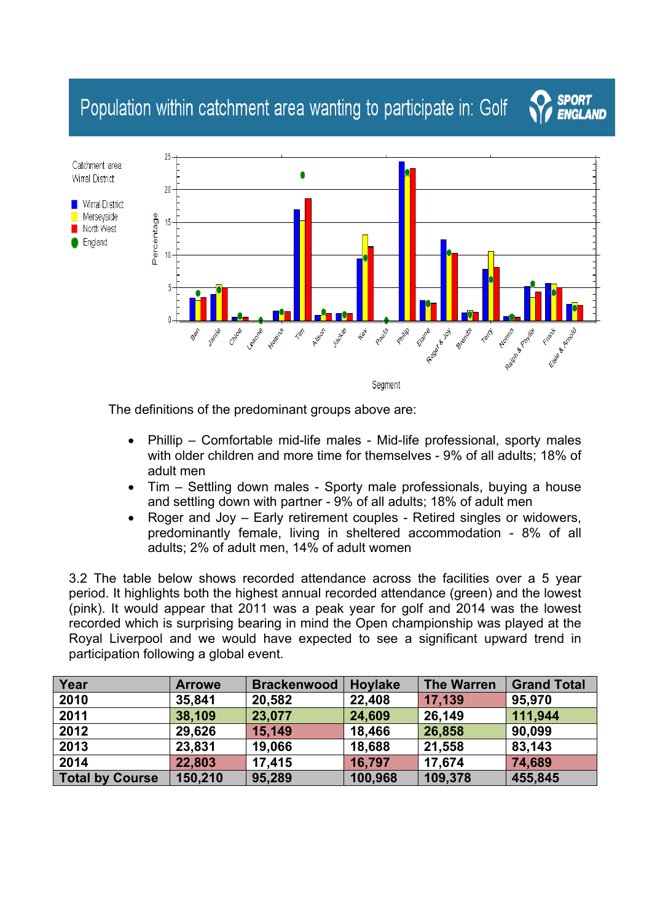## Population within catchment area wanting to participate in: Golf

The definitions of the predominant groups above are:

- Phillip – Comfortable mid-life males - Mid-life professional, sporty males with older children and more time for themselves - 9% of all adults; 18% of adult men
- Tim – Settling down males - Sporty male professionals, buying a house and settling down with partner - 9% of all adults; 18% of adult men
- Roger and Joy – Early retirement couples - Retired singles or widowers, predominantly female, living in sheltered accommodation - 8% of all adults; 2% of adult men, 14% of adult women

3.2 The table below shows recorded attendance across the facilities over a 5 year period. It highlights both the highest annual recorded attendance (green) and the lowest (pink). It would appear that 2011 was a peak year for golf and 2014 was the lowest recorded which is surprising bearing in mind the Open championship was played at the Royal Liverpool and we would have expected to see a significant upward trend in participation following a global event.

| Year | Arrowe | Brackenwood | Hoylake | The Warren | Grand Total |
|---|---|---|---|---|---|
| 2010 | 35,841 | 20,582 | 22,408 | 17,139 | 95,970 |
| 2011 | 38,109 | 23,077 | 24,609 | 26,149 | 111,944 |
| 2012 | 29,626 | 15,149 | 18,466 | 26,858 | 90,099 |
| 2013 | 23,831 | 19,066 | 18,688 | 21,558 | 83,143 |
| 2014 | 22,803 | 17,415 | 16,797 | 17,674 | 74,689 |
| Total by Course | 150,210 | 95,289 | 100,968 | 109,378 | 455,845 |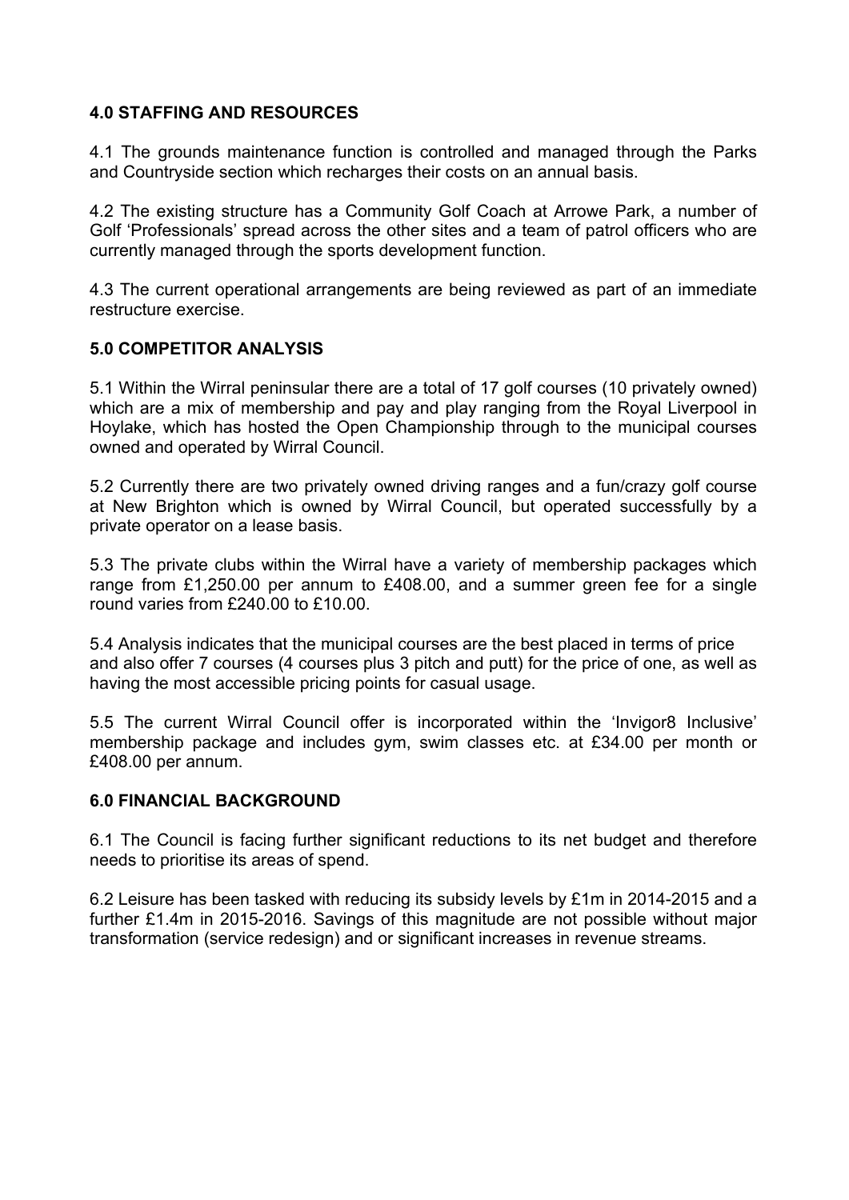## 4.0 STAFFING AND RESOURCES

4.1 The grounds maintenance function is controlled and managed through the Parks and Countryside section which recharges their costs on an annual basis.

4.2 The existing structure has a Community Golf Coach at Arrowe Park, a number of Golf 'Professionals' spread across the other sites and a team of patrol officers who are currently managed through the sports development function.

4.3 The current operational arrangements are being reviewed as part of an immediate restructure exercise.

## 5.0 COMPETITOR ANALYSIS

5.1 Within the Wirral peninsular there are a total of 17 golf courses (10 privately owned) which are a mix of membership and pay and play ranging from the Royal Liverpool in Hoylake, which has hosted the Open Championship through to the municipal courses owned and operated by Wirral Council.

5.2 Currently there are two privately owned driving ranges and a fun/crazy golf course at New Brighton which is owned by Wirral Council, but operated successfully by a private operator on a lease basis.

5.3 The private clubs within the Wirral have a variety of membership packages which range from £1,250.00 per annum to £408.00, and a summer green fee for a single round varies from £240.00 to £10.00.

5.4 Analysis indicates that the municipal courses are the best placed in terms of price and also offer 7 courses (4 courses plus 3 pitch and putt) for the price of one, as well as having the most accessible pricing points for casual usage.

5.5 The current Wirral Council offer is incorporated within the 'Invigor8 Inclusive' membership package and includes gym, swim classes etc. at £34.00 per month or £408.00 per annum.

## 6.0 FINANCIAL BACKGROUND

6.1 The Council is facing further significant reductions to its net budget and therefore needs to prioritise its areas of spend.

6.2 Leisure has been tasked with reducing its subsidy levels by £1m in 2014-2015 and a further £1.4m in 2015-2016. Savings of this magnitude are not possible without major transformation (service redesign) and or significant increases in revenue streams.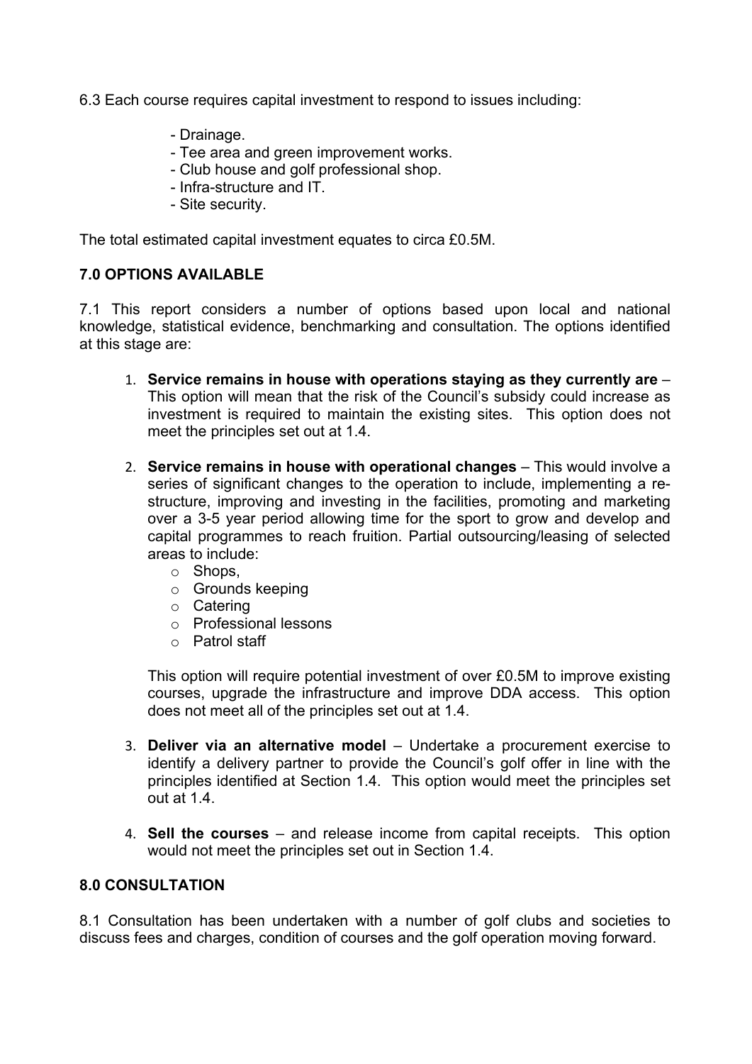6.3 Each course requires capital investment to respond to issues including:

- Drainage.
- Tee area and green improvement works.
- Club house and golf professional shop.
- Infra-structure and IT.
- Site security.

The total estimated capital investment equates to circa £0.5M.

## 7.0 OPTIONS AVAILABLE

7.1 This report considers a number of options based upon local and national knowledge, statistical evidence, benchmarking and consultation. The options identified at this stage are:

1. **Service remains in house with operations staying as they currently are** – This option will mean that the risk of the Council's subsidy could increase as investment is required to maintain the existing sites. This option does not meet the principles set out at 1.4.

2. **Service remains in house with operational changes** – This would involve a series of significant changes to the operation to include, implementing a re-structure, improving and investing in the facilities, promoting and marketing over a 3-5 year period allowing time for the sport to grow and develop and capital programmes to reach fruition. Partial outsourcing/leasing of selected areas to include:
   - Shops,
   - Grounds keeping
   - Catering
   - Professional lessons
   - Patrol staff

   This option will require potential investment of over £0.5M to improve existing courses, upgrade the infrastructure and improve DDA access. This option does not meet all of the principles set out at 1.4.

3. **Deliver via an alternative model** – Undertake a procurement exercise to identify a delivery partner to provide the Council's golf offer in line with the principles identified at Section 1.4. This option would meet the principles set out at 1.4.

4. **Sell the courses** – and release income from capital receipts. This option would not meet the principles set out in Section 1.4.

## 8.0 CONSULTATION

8.1 Consultation has been undertaken with a number of golf clubs and societies to discuss fees and charges, condition of courses and the golf operation moving forward.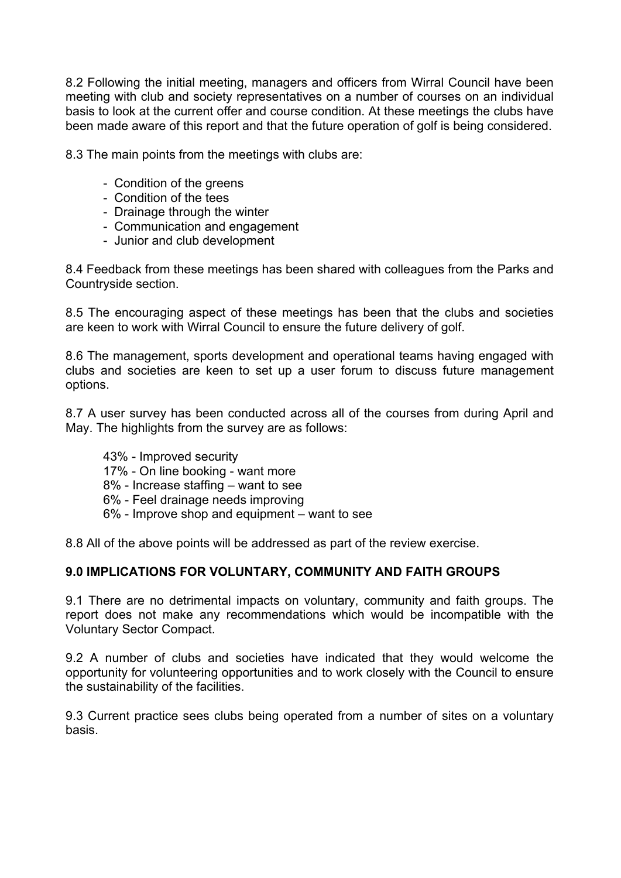8.2 Following the initial meeting, managers and officers from Wirral Council have been meeting with club and society representatives on a number of courses on an individual basis to look at the current offer and course condition. At these meetings the clubs have been made aware of this report and that the future operation of golf is being considered.

8.3 The main points from the meetings with clubs are:

- Condition of the greens
- Condition of the tees
- Drainage through the winter
- Communication and engagement
- Junior and club development

8.4 Feedback from these meetings has been shared with colleagues from the Parks and Countryside section.

8.5 The encouraging aspect of these meetings has been that the clubs and societies are keen to work with Wirral Council to ensure the future delivery of golf.

8.6 The management, sports development and operational teams having engaged with clubs and societies are keen to set up a user forum to discuss future management options.

8.7 A user survey has been conducted across all of the courses from during April and May. The highlights from the survey are as follows:

43% - Improved security
17% - On line booking - want more
8% - Increase staffing – want to see
6% - Feel drainage needs improving
6% - Improve shop and equipment – want to see

8.8 All of the above points will be addressed as part of the review exercise.

## 9.0 IMPLICATIONS FOR VOLUNTARY, COMMUNITY AND FAITH GROUPS

9.1 There are no detrimental impacts on voluntary, community and faith groups. The report does not make any recommendations which would be incompatible with the Voluntary Sector Compact.

9.2 A number of clubs and societies have indicated that they would welcome the opportunity for volunteering opportunities and to work closely with the Council to ensure the sustainability of the facilities.

9.3 Current practice sees clubs being operated from a number of sites on a voluntary basis.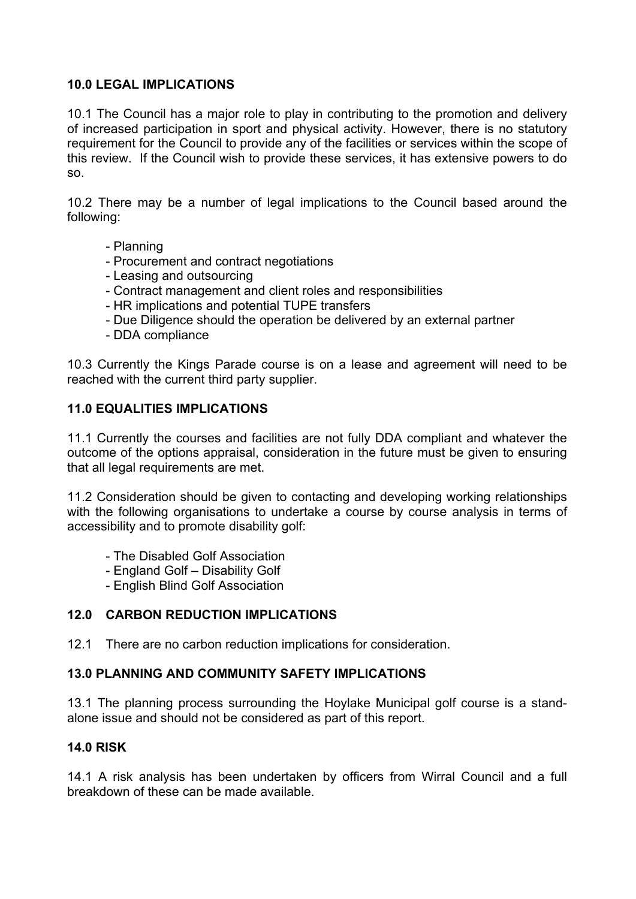## 10.0 LEGAL IMPLICATIONS

10.1 The Council has a major role to play in contributing to the promotion and delivery of increased participation in sport and physical activity. However, there is no statutory requirement for the Council to provide any of the facilities or services within the scope of this review. If the Council wish to provide these services, it has extensive powers to do so.

10.2 There may be a number of legal implications to the Council based around the following:

- Planning
- Procurement and contract negotiations
- Leasing and outsourcing
- Contract management and client roles and responsibilities
- HR implications and potential TUPE transfers
- Due Diligence should the operation be delivered by an external partner
- DDA compliance

10.3 Currently the Kings Parade course is on a lease and agreement will need to be reached with the current third party supplier.

## 11.0 EQUALITIES IMPLICATIONS

11.1 Currently the courses and facilities are not fully DDA compliant and whatever the outcome of the options appraisal, consideration in the future must be given to ensuring that all legal requirements are met.

11.2 Consideration should be given to contacting and developing working relationships with the following organisations to undertake a course by course analysis in terms of accessibility and to promote disability golf:

- The Disabled Golf Association
- England Golf – Disability Golf
- English Blind Golf Association

## 12.0 CARBON REDUCTION IMPLICATIONS

12.1 There are no carbon reduction implications for consideration.

## 13.0 PLANNING AND COMMUNITY SAFETY IMPLICATIONS

13.1 The planning process surrounding the Hoylake Municipal golf course is a stand-alone issue and should not be considered as part of this report.

## 14.0 RISK

14.1 A risk analysis has been undertaken by officers from Wirral Council and a full breakdown of these can be made available.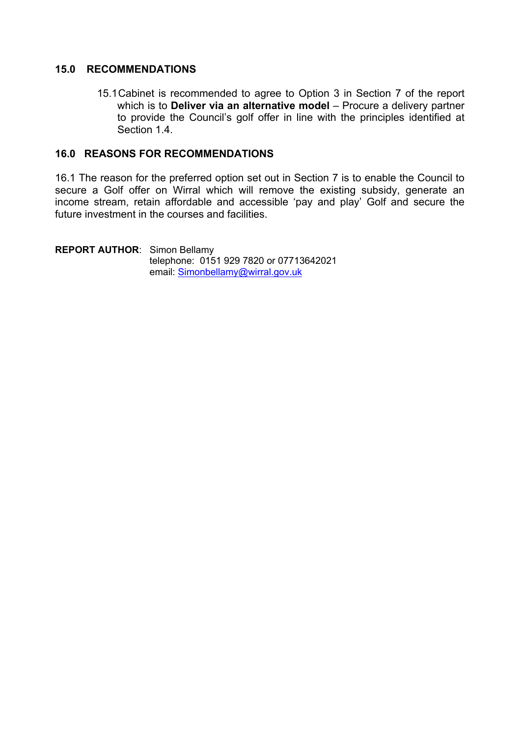## 15.0 RECOMMENDATIONS

15.1 Cabinet is recommended to agree to Option 3 in Section 7 of the report which is to **Deliver via an alternative model** – Procure a delivery partner to provide the Council's golf offer in line with the principles identified at Section 1.4.

## 16.0 REASONS FOR RECOMMENDATIONS

16.1 The reason for the preferred option set out in Section 7 is to enable the Council to secure a Golf offer on Wirral which will remove the existing subsidy, generate an income stream, retain affordable and accessible 'pay and play' Golf and secure the future investment in the courses and facilities.

**REPORT AUTHOR**: Simon Bellamy
telephone: 0151 929 7820 or 07713642021
email: Simonbellamy@wirral.gov.uk